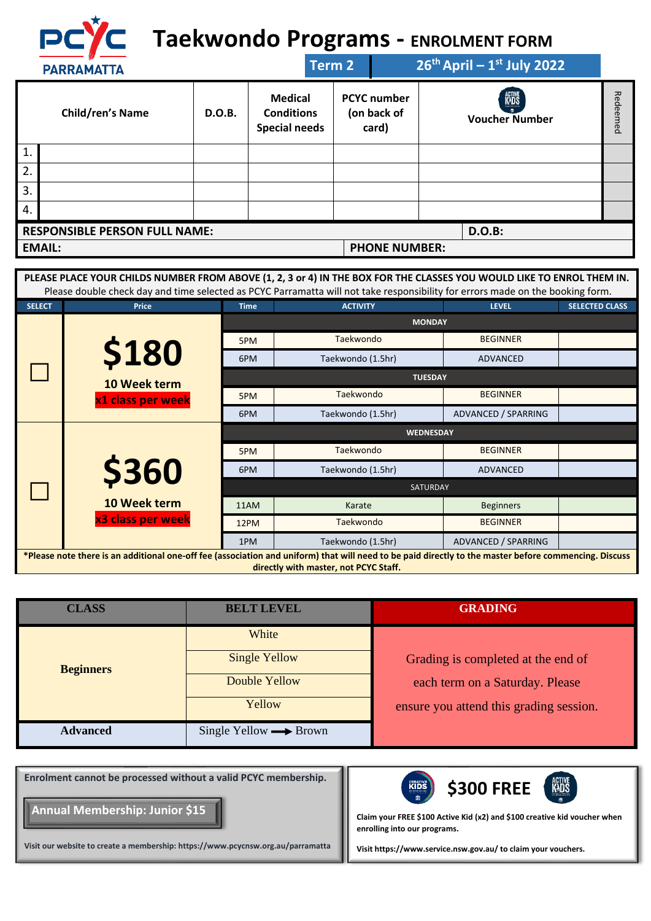PCYC PARRAMATTA

# Taekwondo Programs - ENROLMENT FORM

**Term 2** | **26th April – 1st July 2022**

| | Child/ren's Name | D.O.B. | Medical Conditions Special needs | PCYC number (on back of card) | Voucher Number | Redeemed |
|---|---|---|---|---|---|---|
| 1. | | | | | | |
| 2. | | | | | | |
| 3. | | | | | | |
| 4. | | | | | | |

**RESPONSIBLE PERSON FULL NAME:** | **D.O.B.:**

**EMAIL:** | **PHONE NUMBER:**

**PLEASE PLACE YOUR CHILDS NUMBER FROM ABOVE (1, 2, 3 or 4) IN THE BOX FOR THE CLASSES YOU WOULD LIKE TO ENROL THEM IN.**
Please double check day and time selected as PCYC Parramatta will not take responsibility for errors made on the booking form.

| SELECT | Price | Time | ACTIVITY | LEVEL | SELECTED CLASS |
|---|---|---|---|---|---|
| ☐ | **$180** 10 Week term, x1 class per week | | **MONDAY** | | |
| | | 5PM | Taekwondo | BEGINNER | |
| | | 6PM | Taekwondo (1.5hr) | ADVANCED | |
| | | | **TUESDAY** | | |
| | | 5PM | Taekwondo | BEGINNER | |
| | | 6PM | Taekwondo (1.5hr) | ADVANCED / SPARRING | |
| ☐ | **$360** 10 Week term, x3 class per week | | **WEDNESDAY** | | |
| | | 5PM | Taekwondo | BEGINNER | |
| | | 6PM | Taekwondo (1.5hr) | ADVANCED | |
| | | | SATURDAY | | |
| | | 11AM | Karate | Beginners | |
| | | 12PM | Taekwondo | BEGINNER | |
| | | 1PM | Taekwondo (1.5hr) | ADVANCED / SPARRING | |

***Please note there is an additional one-off fee (association and uniform) that will need to be paid directly to the master before commencing. Discuss directly with master, not PCYC Staff.**

| CLASS | BELT LEVEL | GRADING |
|---|---|---|
| Beginners | White | Grading is completed at the end of each term on a Saturday. Please ensure you attend this grading session. |
| | Single Yellow | |
| | Double Yellow | |
| | Yellow | |
| Advanced | Single Yellow → Brown | |

**Enrolment cannot be processed without a valid PCYC membership.**

**Annual Membership: Junior $15**

Visit our website to create a membership: https://www.pcycnsw.org.au/parramatta

**$300 FREE**

Claim your FREE $100 Active Kid (x2) and $100 creative kid voucher when enrolling into our programs.

Visit https://www.service.nsw.gov.au/ to claim your vouchers.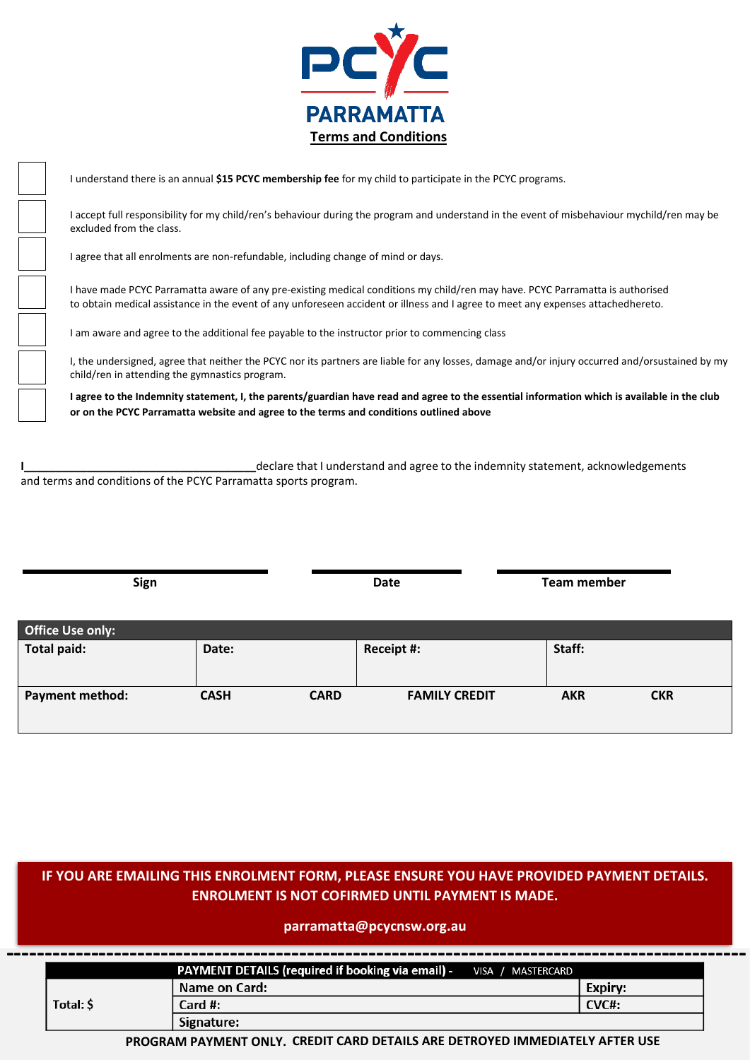# PCYC PARRAMATTA

## Terms and Conditions

- [ ] I understand there is an annual **$15 PCYC membership fee** for my child to participate in the PCYC programs.
- [ ] I accept full responsibility for my child/ren's behaviour during the program and understand in the event of misbehaviour mychild/ren may be excluded from the class.
- [ ] I agree that all enrolments are non-refundable, including change of mind or days.
- [ ] I have made PCYC Parramatta aware of any pre-existing medical conditions my child/ren may have. PCYC Parramatta is authorised to obtain medical assistance in the event of any unforeseen accident or illness and I agree to meet any expenses attachedhereto.
- [ ] I am aware and agree to the additional fee payable to the instructor prior to commencing class
- [ ] I, the undersigned, agree that neither the PCYC nor its partners are liable for any losses, damage and/or injury occurred and/orsustained by my child/ren in attending the gymnastics program.
- [ ] **I agree to the Indemnity statement, I, the parents/guardian have read and agree to the essential information which is available in the club or on the PCYC Parramatta website and agree to the terms and conditions outlined above**

**I**___________________________________declare that I understand and agree to the indemnity statement, acknowledgements and terms and conditions of the PCYC Parramatta sports program.

| **Sign** | **Date** | **Team member** |
|---|---|---|
| | | |

| **Office Use only:** | | | | | |
|---|---|---|---|---|---|
| **Total paid:** | **Date:** | | **Receipt #:** | **Staff:** | |
| **Payment method:** | **CASH** | **CARD** | **FAMILY CREDIT** | **AKR** | **CKR** |

**IF YOU ARE EMAILING THIS ENROLMENT FORM, PLEASE ENSURE YOU HAVE PROVIDED PAYMENT DETAILS. ENROLMENT IS NOT COFIRMED UNTIL PAYMENT IS MADE.**

**parramatta@pcycnsw.org.au**

| | **PAYMENT DETAILS (required if booking via email) -** VISA / MASTERCARD | |
|---|---|---|
| **Total: $** | **Name on Card:** | **Expiry:** |
| | **Card #:** | **CVC#:** |
| | **Signature:** | |

**PROGRAM PAYMENT ONLY. CREDIT CARD DETAILS ARE DETROYED IMMEDIATELY AFTER USE**